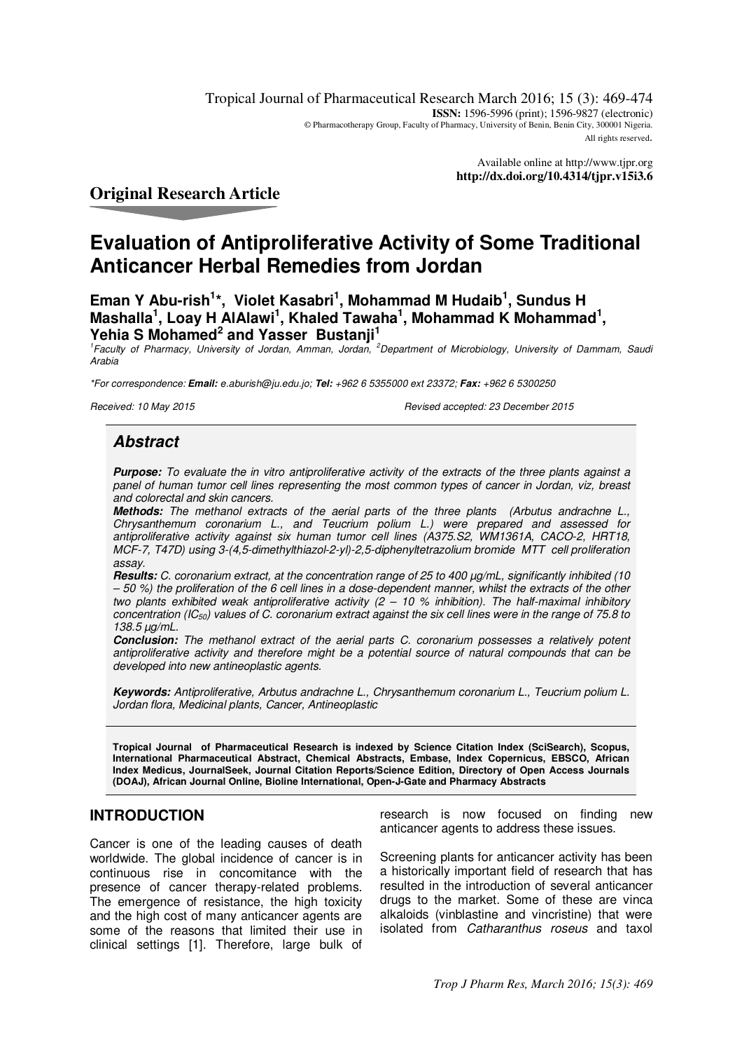Tropical Journal of Pharmaceutical Research March 2016; 15 (3): 469-474
**ISSN:** 1596-5996 (print); 1596-9827 (electronic)
© Pharmacotherapy Group, Faculty of Pharmacy, University of Benin, Benin City, 300001 Nigeria.
All rights reserved.

Available online at http://www.tjpr.org
**http://dx.doi.org/10.4314/tjpr.v15i3.6**

## Original Research Article

# Evaluation of Antiproliferative Activity of Some Traditional Anticancer Herbal Remedies from Jordan

**Eman Y Abu-rish[1]*, Violet Kasabri[1], Mohammad M Hudaib[1], Sundus H Mashalla[1], Loay H AlAlawi[1], Khaled Tawaha[1], Mohammad K Mohammad[1], Yehia S Mohamed[2] and Yasser Bustanji[1]**

*[1]Faculty of Pharmacy, University of Jordan, Amman, Jordan, [2]Department of Microbiology, University of Dammam, Saudi Arabia*

**For correspondence:* ***Email:*** *e.aburish@ju.edu.jo;* ***Tel:*** *+962 6 5355000 ext 23372;* ***Fax:*** *+962 6 5300250*

*Received: 10 May 2015* *Revised accepted: 23 December 2015*

## Abstract

***Purpose:*** *To evaluate the in vitro antiproliferative activity of the extracts of the three plants against a panel of human tumor cell lines representing the most common types of cancer in Jordan, viz, breast and colorectal and skin cancers.*

***Methods:*** *The methanol extracts of the aerial parts of the three plants (Arbutus andrachne L., Chrysanthemum coronarium L., and Teucrium polium L.) were prepared and assessed for antiproliferative activity against six human tumor cell lines (A375.S2, WM1361A, CACO-2, HRT18, MCF-7, T47D) using 3-(4,5-dimethylthiazol-2-yl)-2,5-diphenyltetrazolium bromide MTT cell proliferation assay.*

***Results:*** *C. coronarium extract, at the concentration range of 25 to 400 µg/mL, significantly inhibited (10 – 50 %) the proliferation of the 6 cell lines in a dose-dependent manner, whilst the extracts of the other two plants exhibited weak antiproliferative activity (2 – 10 % inhibition). The half-maximal inhibitory concentration ($IC_{50}$) values of C. coronarium extract against the six cell lines were in the range of 75.8 to 138.5 µg/mL.*

***Conclusion:*** *The methanol extract of the aerial parts C. coronarium possesses a relatively potent antiproliferative activity and therefore might be a potential source of natural compounds that can be developed into new antineoplastic agents.*

***Keywords:*** *Antiproliferative, Arbutus andrachne L., Chrysanthemum coronarium L., Teucrium polium L. Jordan flora, Medicinal plants, Cancer, Antineoplastic*

**Tropical Journal of Pharmaceutical Research is indexed by Science Citation Index (SciSearch), Scopus, International Pharmaceutical Abstract, Chemical Abstracts, Embase, Index Copernicus, EBSCO, African Index Medicus, JournalSeek, Journal Citation Reports/Science Edition, Directory of Open Access Journals (DOAJ), African Journal Online, Bioline International, Open-J-Gate and Pharmacy Abstracts**

## INTRODUCTION

Cancer is one of the leading causes of death worldwide. The global incidence of cancer is in continuous rise in concomitance with the presence of cancer therapy-related problems. The emergence of resistance, the high toxicity and the high cost of many anticancer agents are some of the reasons that limited their use in clinical settings [1]. Therefore, large bulk of research is now focused on finding new anticancer agents to address these issues.

Screening plants for anticancer activity has been a historically important field of research that has resulted in the introduction of several anticancer drugs to the market. Some of these are vinca alkaloids (vinblastine and vincristine) that were isolated from *Catharanthus roseus* and taxol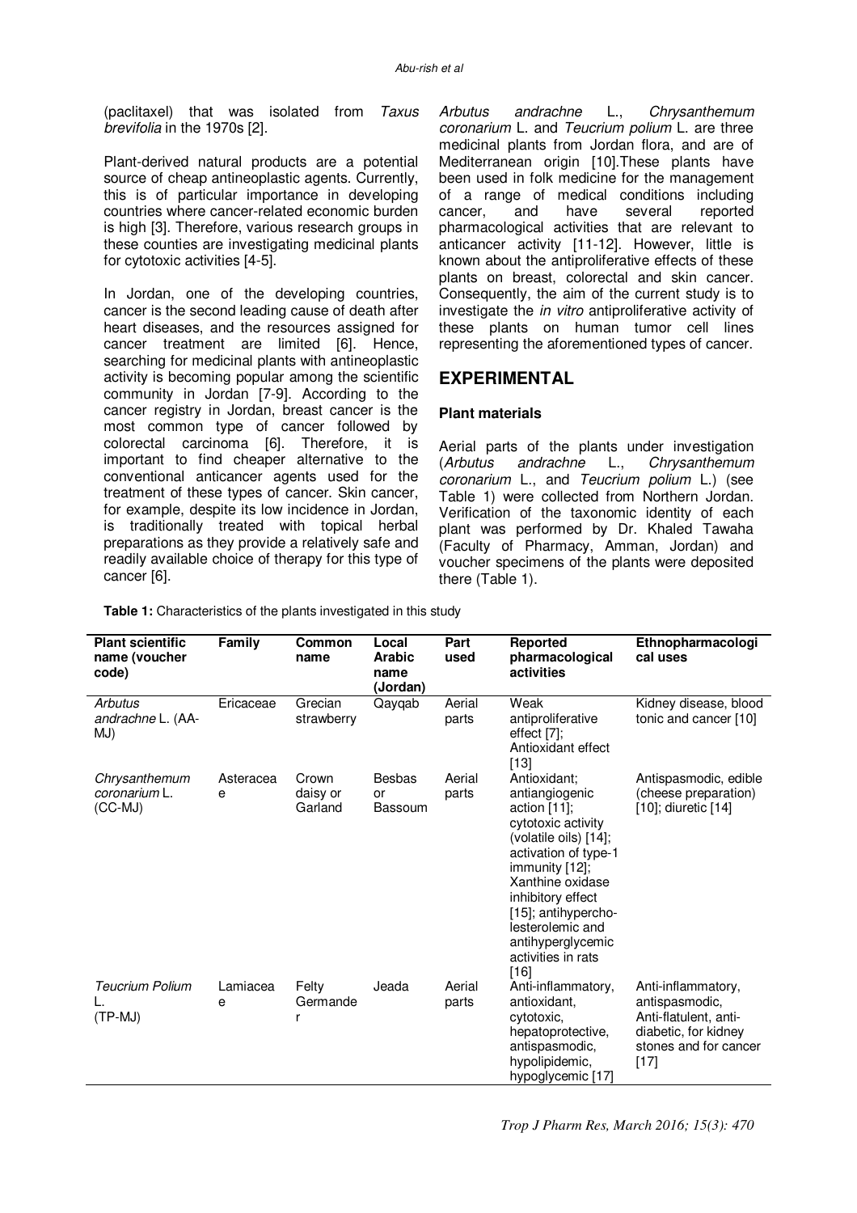(paclitaxel) that was isolated from *Taxus brevifolia* in the 1970s [2].

Plant-derived natural products are a potential source of cheap antineoplastic agents. Currently, this is of particular importance in developing countries where cancer-related economic burden is high [3]. Therefore, various research groups in these counties are investigating medicinal plants for cytotoxic activities [4-5].

In Jordan, one of the developing countries, cancer is the second leading cause of death after heart diseases, and the resources assigned for cancer treatment are limited [6]. Hence, searching for medicinal plants with antineoplastic activity is becoming popular among the scientific community in Jordan [7-9]. According to the cancer registry in Jordan, breast cancer is the most common type of cancer followed by colorectal carcinoma [6]. Therefore, it is important to find cheaper alternative to the conventional anticancer agents used for the treatment of these types of cancer. Skin cancer, for example, despite its low incidence in Jordan, is traditionally treated with topical herbal preparations as they provide a relatively safe and readily available choice of therapy for this type of cancer [6].

*Arbutus andrachne* L., *Chrysanthemum coronarium* L. and *Teucrium polium* L. are three medicinal plants from Jordan flora, and are of Mediterranean origin [10].These plants have been used in folk medicine for the management of a range of medical conditions including cancer, and have several reported pharmacological activities that are relevant to anticancer activity [11-12]. However, little is known about the antiproliferative effects of these plants on breast, colorectal and skin cancer. Consequently, the aim of the current study is to investigate the *in vitro* antiproliferative activity of these plants on human tumor cell lines representing the aforementioned types of cancer.

## EXPERIMENTAL

### Plant materials

Aerial parts of the plants under investigation (*Arbutus andrachne* L., *Chrysanthemum coronarium* L., and *Teucrium polium* L.) (see Table 1) were collected from Northern Jordan. Verification of the taxonomic identity of each plant was performed by Dr. Khaled Tawaha (Faculty of Pharmacy, Amman, Jordan) and voucher specimens of the plants were deposited there (Table 1).

**Table 1:** Characteristics of the plants investigated in this study

| Plant scientific name (voucher code) | Family | Common name | Local Arabic name (Jordan) | Part used | Reported pharmacological activities | Ethnopharmacological uses |
|---|---|---|---|---|---|---|
| *Arbutus andrachne* L. (AA-MJ) | Ericaceae | Grecian strawberry | Qayqab | Aerial parts | Weak antiproliferative effect [7]; Antioxidant effect [13] | Kidney disease, blood tonic and cancer [10] |
| *Chrysanthemum coronarium* L. (CC-MJ) | Asteraceae | Crown daisy or Garland | Besbas or Bassoum | Aerial parts | Antioxidant; antiangiogenic action [11]; cytotoxic activity (volatile oils) [14]; activation of type-1 immunity [12]; Xanthine oxidase inhibitory effect [15]; antihypercholesterolemic and antihyperglycemic activities in rats [16] | Antispasmodic, edible (cheese preparation) [10]; diuretic [14] |
| *Teucrium Polium* L. (TP-MJ) | Lamiaceae | Felty Germander | Jeada | Aerial parts | Anti-inflammatory, antioxidant, cytotoxic, hepatoprotective, antispasmodic, hypolipidemic, hypoglycemic [17] | Anti-inflammatory, antispasmodic, Anti-flatulent, anti-diabetic, for kidney stones and for cancer [17] |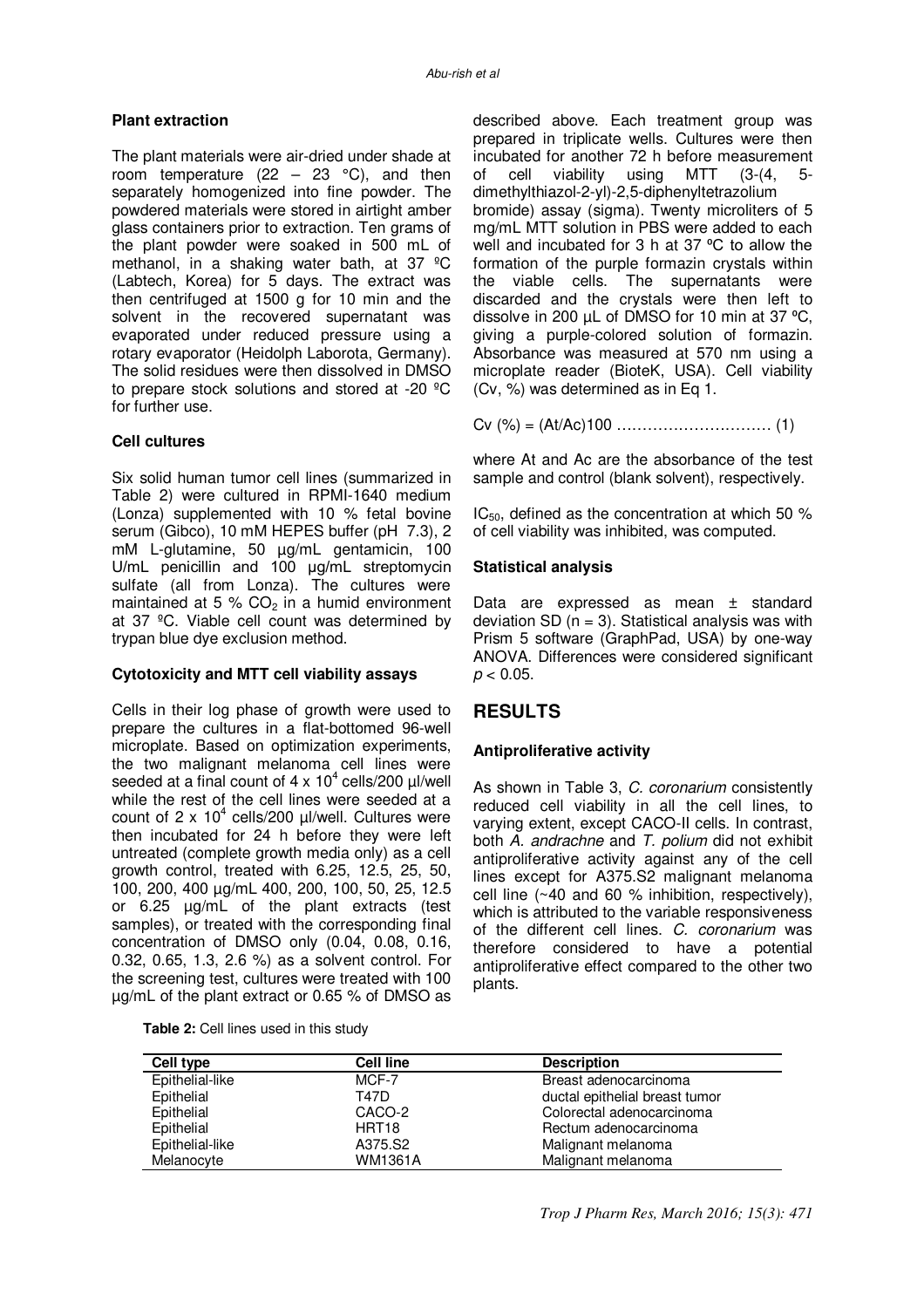### Plant extraction

The plant materials were air-dried under shade at room temperature (22 – 23 °C), and then separately homogenized into fine powder. The powdered materials were stored in airtight amber glass containers prior to extraction. Ten grams of the plant powder were soaked in 500 mL of methanol, in a shaking water bath, at 37 ºC (Labtech, Korea) for 5 days. The extract was then centrifuged at 1500 g for 10 min and the solvent in the recovered supernatant was evaporated under reduced pressure using a rotary evaporator (Heidolph Laborota, Germany). The solid residues were then dissolved in DMSO to prepare stock solutions and stored at -20 ºC for further use.

### Cell cultures

Six solid human tumor cell lines (summarized in Table 2) were cultured in RPMI-1640 medium (Lonza) supplemented with 10 % fetal bovine serum (Gibco), 10 mM HEPES buffer (pH 7.3), 2 mM L-glutamine, 50 µg/mL gentamicin, 100 U/mL penicillin and 100 µg/mL streptomycin sulfate (all from Lonza). The cultures were maintained at 5 % $CO_2$ in a humid environment at 37 ºC. Viable cell count was determined by trypan blue dye exclusion method.

### Cytotoxicity and MTT cell viability assays

Cells in their log phase of growth were used to prepare the cultures in a flat-bottomed 96-well microplate. Based on optimization experiments, the two malignant melanoma cell lines were seeded at a final count of 4 x $10^4$ cells/200 µl/well while the rest of the cell lines were seeded at a count of 2 x $10^4$ cells/200 µl/well. Cultures were then incubated for 24 h before they were left untreated (complete growth media only) as a cell growth control, treated with 6.25, 12.5, 25, 50, 100, 200, 400 µg/mL 400, 200, 100, 50, 25, 12.5 or 6.25 µg/mL of the plant extracts (test samples), or treated with the corresponding final concentration of DMSO only (0.04, 0.08, 0.16, 0.32, 0.65, 1.3, 2.6 %) as a solvent control. For the screening test, cultures were treated with 100 µg/mL of the plant extract or 0.65 % of DMSO as described above. Each treatment group was prepared in triplicate wells. Cultures were then incubated for another 72 h before measurement of cell viability using MTT (3-(4, 5-dimethylthiazol-2-yl)-2,5-diphenyltetrazolium bromide) assay (sigma). Twenty microliters of 5 mg/mL MTT solution in PBS were added to each well and incubated for 3 h at 37 ºC to allow the formation of the purple formazin crystals within the viable cells. The supernatants were discarded and the crystals were then left to dissolve in 200 µL of DMSO for 10 min at 37 ºC, giving a purple-colored solution of formazin. Absorbance was measured at 570 nm using a microplate reader (BioteK, USA). Cell viability (Cv, %) was determined as in Eq 1.

$$Cv\ (\%) = (At/Ac)100 \quad \ldots\ldots\ldots\ldots\ldots\ldots\ldots\ldots\ldots (1)$$

where At and Ac are the absorbance of the test sample and control (blank solvent), respectively.

$IC_{50}$, defined as the concentration at which 50 % of cell viability was inhibited, was computed.

### Statistical analysis

Data are expressed as mean ± standard deviation SD (n = 3). Statistical analysis was with Prism 5 software (GraphPad, USA) by one-way ANOVA. Differences were considered significant $p < 0.05$.

## RESULTS

### Antiproliferative activity

As shown in Table 3, *C. coronarium* consistently reduced cell viability in all the cell lines, to varying extent, except CACO-II cells. In contrast, both *A. andrachne* and *T. polium* did not exhibit antiproliferative activity against any of the cell lines except for A375.S2 malignant melanoma cell line (~40 and 60 % inhibition, respectively), which is attributed to the variable responsiveness of the different cell lines. *C. coronarium* was therefore considered to have a potential antiproliferative effect compared to the other two plants.

**Table 2:** Cell lines used in this study

| Cell type | Cell line | Description |
|---|---|---|
| Epithelial-like | MCF-7 | Breast adenocarcinoma |
| Epithelial | T47D | ductal epithelial breast tumor |
| Epithelial | CACO-2 | Colorectal adenocarcinoma |
| Epithelial | HRT18 | Rectum adenocarcinoma |
| Epithelial-like | A375.S2 | Malignant melanoma |
| Melanocyte | WM1361A | Malignant melanoma |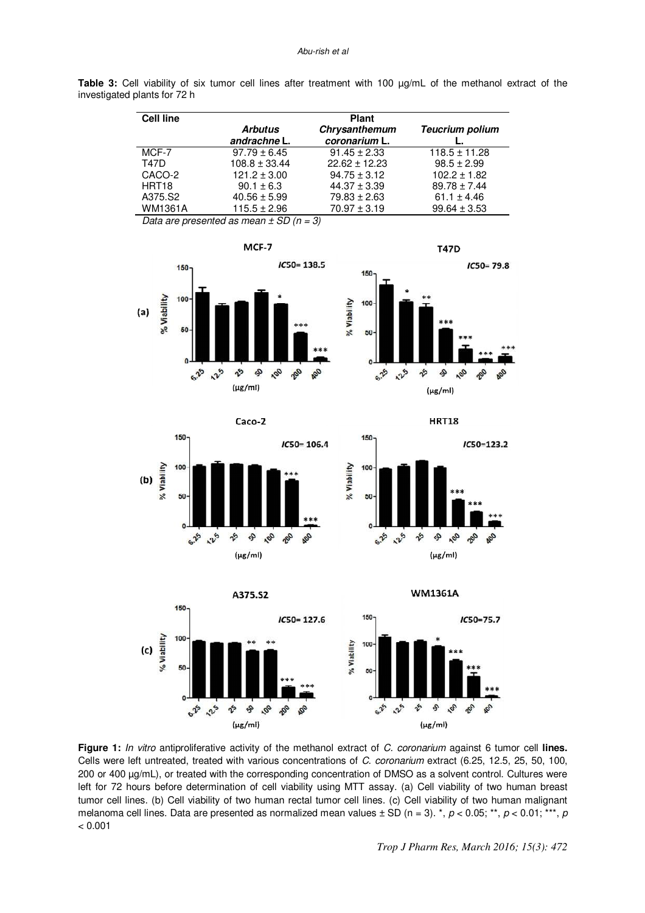**Table 3:** Cell viability of six tumor cell lines after treatment with 100 µg/mL of the methanol extract of the investigated plants for 72 h

| Cell line | Plant | | |
|---|---|---|---|
| | *Arbutus andrachne* L. | *Chrysanthemum coronarium* L. | *Teucrium polium* L. |
| MCF-7 | 97.79 ± 6.45 | 91.45 ± 2.33 | 118.5 ± 11.28 |
| T47D | 108.8 ± 33.44 | 22.62 ± 12.23 | 98.5 ± 2.99 |
| CACO-2 | 121.2 ± 3.00 | 94.75 ± 3.12 | 102.2 ± 1.82 |
| HRT18 | 90.1 ± 6.3 | 44.37 ± 3.39 | 89.78 ± 7.44 |
| A375.S2 | 40.56 ± 5.99 | 79.83 ± 2.63 | 61.1 ± 4.46 |
| WM1361A | 115.5 ± 2.96 | 70.97 ± 3.19 | 99.64 ± 3.53 |

*Data are presented as mean ± SD (n = 3)*

**Figure 1:** *In vitro* antiproliferative activity of the methanol extract of *C. coronarium* against 6 tumor cell **lines.** Cells were left untreated, treated with various concentrations of *C. coronarium* extract (6.25, 12.5, 25, 50, 100, 200 or 400 µg/mL), or treated with the corresponding concentration of DMSO as a solvent control. Cultures were left for 72 hours before determination of cell viability using MTT assay. (a) Cell viability of two human breast tumor cell lines. (b) Cell viability of two human rectal tumor cell lines. (c) Cell viability of two human malignant melanoma cell lines. Data are presented as normalized mean values ± SD (n = 3). *, $p < 0.05$; **, $p < 0.01$; ***, $p < 0.001$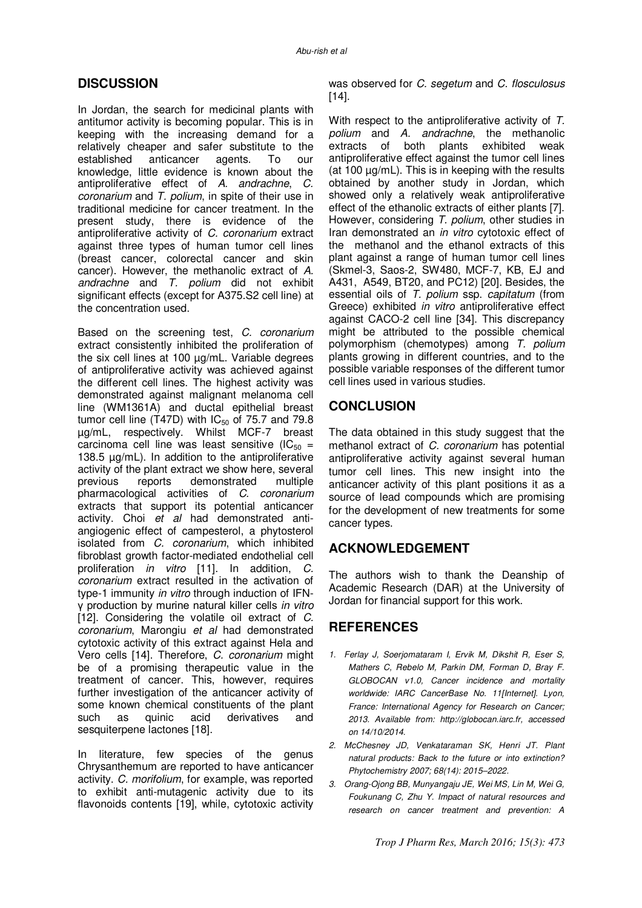## DISCUSSION

In Jordan, the search for medicinal plants with antitumor activity is becoming popular. This is in keeping with the increasing demand for a relatively cheaper and safer substitute to the established anticancer agents. To our knowledge, little evidence is known about the antiproliferative effect of *A. andrachne*, *C. coronarium* and *T. polium*, in spite of their use in traditional medicine for cancer treatment. In the present study, there is evidence of the antiproliferative activity of *C. coronarium* extract against three types of human tumor cell lines (breast cancer, colorectal cancer and skin cancer). However, the methanolic extract of *A. andrachne* and *T. polium* did not exhibit significant effects (except for A375.S2 cell line) at the concentration used.

Based on the screening test, *C. coronarium* extract consistently inhibited the proliferation of the six cell lines at 100 µg/mL. Variable degrees of antiproliferative activity was achieved against the different cell lines. The highest activity was demonstrated against malignant melanoma cell line (WM1361A) and ductal epithelial breast tumor cell line (T47D) with $IC_{50}$ of 75.7 and 79.8 µg/mL, respectively. Whilst MCF-7 breast carcinoma cell line was least sensitive ($IC_{50}$ = 138.5 µg/mL). In addition to the antiproliferative activity of the plant extract we show here, several previous reports demonstrated multiple pharmacological activities of *C. coronarium* extracts that support its potential anticancer activity. Choi *et al* had demonstrated anti-angiogenic effect of campesterol, a phytosterol isolated from *C. coronarium*, which inhibited fibroblast growth factor-mediated endothelial cell proliferation *in vitro* [11]. In addition, *C. coronarium* extract resulted in the activation of type-1 immunity *in vitro* through induction of IFN-γ production by murine natural killer cells *in vitro* [12]. Considering the volatile oil extract of *C. coronarium*, Marongiu *et al* had demonstrated cytotoxic activity of this extract against Hela and Vero cells [14]. Therefore, *C. coronarium* might be of a promising therapeutic value in the treatment of cancer. This, however, requires further investigation of the anticancer activity of some known chemical constituents of the plant such as quinic acid derivatives and sesquiterpene lactones [18].

In literature, few species of the genus Chrysanthemum are reported to have anticancer activity. *C. morifolium*, for example, was reported to exhibit anti-mutagenic activity due to its flavonoids contents [19], while, cytotoxic activity was observed for *C. segetum* and *C. flosculosus* [14].

With respect to the antiproliferative activity of *T. polium* and *A. andrachne*, the methanolic extracts of both plants exhibited weak antiproliferative effect against the tumor cell lines (at 100 µg/mL). This is in keeping with the results obtained by another study in Jordan, which showed only a relatively weak antiproliferative effect of the ethanolic extracts of either plants [7]. However, considering *T. polium*, other studies in Iran demonstrated an *in vitro* cytotoxic effect of the methanol and the ethanol extracts of this plant against a range of human tumor cell lines (Skmel-3, Saos-2, SW480, MCF-7, KB, EJ and A431, A549, BT20, and PC12) [20]. Besides, the essential oils of *T. polium* ssp. *capitatum* (from Greece) exhibited *in vitro* antiproliferative effect against CACO-2 cell line [34]. This discrepancy might be attributed to the possible chemical polymorphism (chemotypes) among *T. polium* plants growing in different countries, and to the possible variable responses of the different tumor cell lines used in various studies.

## CONCLUSION

The data obtained in this study suggest that the methanol extract of *C. coronarium* has potential antiproliferative activity against several human tumor cell lines. This new insight into the anticancer activity of this plant positions it as a source of lead compounds which are promising for the development of new treatments for some cancer types.

## ACKNOWLEDGEMENT

The authors wish to thank the Deanship of Academic Research (DAR) at the University of Jordan for financial support for this work.

## REFERENCES

1. *Ferlay J, Soerjomataram I, Ervik M, Dikshit R, Eser S, Mathers C, Rebelo M, Parkin DM, Forman D, Bray F. GLOBOCAN v1.0, Cancer incidence and mortality worldwide: IARC CancerBase No. 11[Internet]. Lyon, France: International Agency for Research on Cancer; 2013. Available from: http://globocan.iarc.fr, accessed on 14/10/2014.*
2. *McChesney JD, Venkataraman SK, Henri JT. Plant natural products: Back to the future or into extinction? Phytochemistry 2007; 68(14): 2015–2022.*
3. *Orang-Ojong BB, Munyangaju JE, Wei MS, Lin M, Wei G, Foukunang C, Zhu Y. Impact of natural resources and research on cancer treatment and prevention: A*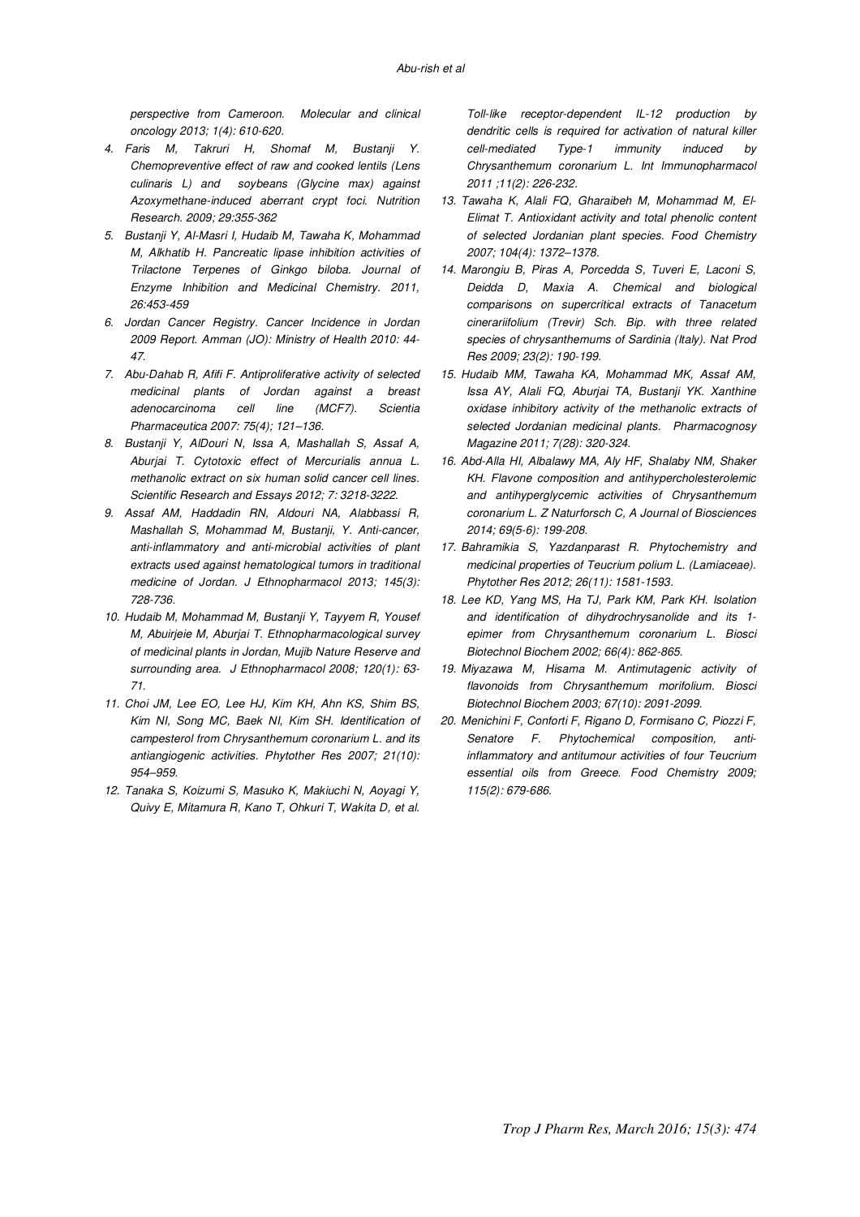perspective from Cameroon. Molecular and clinical oncology 2013; 1(4): 610-620.

4. Faris M, Takruri H, Shomaf M, Bustanji Y. Chemopreventive effect of raw and cooked lentils (Lens culinaris L) and soybeans (Glycine max) against Azoxymethane-induced aberrant crypt foci. Nutrition Research. 2009; 29:355-362
5. Bustanji Y, Al-Masri I, Hudaib M, Tawaha K, Mohammad M, Alkhatib H. Pancreatic lipase inhibition activities of Trilactone Terpenes of Ginkgo biloba. Journal of Enzyme Inhibition and Medicinal Chemistry. 2011, 26:453-459
6. Jordan Cancer Registry. Cancer Incidence in Jordan 2009 Report. Amman (JO): Ministry of Health 2010: 44-47.
7. Abu-Dahab R, Afifi F. Antiproliferative activity of selected medicinal plants of Jordan against a breast adenocarcinoma cell line (MCF7). Scientia Pharmaceutica 2007: 75(4); 121–136.
8. Bustanji Y, AlDouri N, Issa A, Mashallah S, Assaf A, Aburjai T. Cytotoxic effect of Mercurialis annua L. methanolic extract on six human solid cancer cell lines. Scientific Research and Essays 2012; 7: 3218-3222.
9. Assaf AM, Haddadin RN, Aldouri NA, Alabbassi R, Mashallah S, Mohammad M, Bustanji, Y. Anti-cancer, anti-inflammatory and anti-microbial activities of plant extracts used against hematological tumors in traditional medicine of Jordan. J Ethnopharmacol 2013; 145(3): 728-736.
10. Hudaib M, Mohammad M, Bustanji Y, Tayyem R, Yousef M, Abuirjeie M, Aburjai T. Ethnopharmacological survey of medicinal plants in Jordan, Mujib Nature Reserve and surrounding area. J Ethnopharmacol 2008; 120(1): 63-71.
11. Choi JM, Lee EO, Lee HJ, Kim KH, Ahn KS, Shim BS, Kim NI, Song MC, Baek NI, Kim SH. Identification of campesterol from Chrysanthemum coronarium L. and its antiangiogenic activities. Phytother Res 2007; 21(10): 954–959.
12. Tanaka S, Koizumi S, Masuko K, Makiuchi N, Aoyagi Y, Quivy E, Mitamura R, Kano T, Ohkuri T, Wakita D, et al. Toll-like receptor-dependent IL-12 production by dendritic cells is required for activation of natural killer cell-mediated Type-1 immunity induced by Chrysanthemum coronarium L. Int Immunopharmacol 2011 ;11(2): 226-232.
13. Tawaha K, Alali FQ, Gharaibeh M, Mohammad M, El-Elimat T. Antioxidant activity and total phenolic content of selected Jordanian plant species. Food Chemistry 2007; 104(4): 1372–1378.
14. Marongiu B, Piras A, Porcedda S, Tuveri E, Laconi S, Deidda D, Maxia A. Chemical and biological comparisons on supercritical extracts of Tanacetum cinerariifolium (Trevir) Sch. Bip. with three related species of chrysanthemums of Sardinia (Italy). Nat Prod Res 2009; 23(2): 190-199.
15. Hudaib MM, Tawaha KA, Mohammad MK, Assaf AM, Issa AY, Alali FQ, Aburjai TA, Bustanji YK. Xanthine oxidase inhibitory activity of the methanolic extracts of selected Jordanian medicinal plants. Pharmacognosy Magazine 2011; 7(28): 320-324.
16. Abd-Alla HI, Albalawy MA, Aly HF, Shalaby NM, Shaker KH. Flavone composition and antihypercholesterolemic and antihyperglycemic activities of Chrysanthemum coronarium L. Z Naturforsch C, A Journal of Biosciences 2014; 69(5-6): 199-208.
17. Bahramikia S, Yazdanparast R. Phytochemistry and medicinal properties of Teucrium polium L. (Lamiaceae). Phytother Res 2012; 26(11): 1581-1593.
18. Lee KD, Yang MS, Ha TJ, Park KM, Park KH. Isolation and identification of dihydrochrysanolide and its 1-epimer from Chrysanthemum coronarium L. Biosci Biotechnol Biochem 2002; 66(4): 862-865.
19. Miyazawa M, Hisama M. Antimutagenic activity of flavonoids from Chrysanthemum morifolium. Biosci Biotechnol Biochem 2003; 67(10): 2091-2099.
20. Menichini F, Conforti F, Rigano D, Formisano C, Piozzi F, Senatore F. Phytochemical composition, anti-inflammatory and antitumour activities of four Teucrium essential oils from Greece. Food Chemistry 2009; 115(2): 679-686.